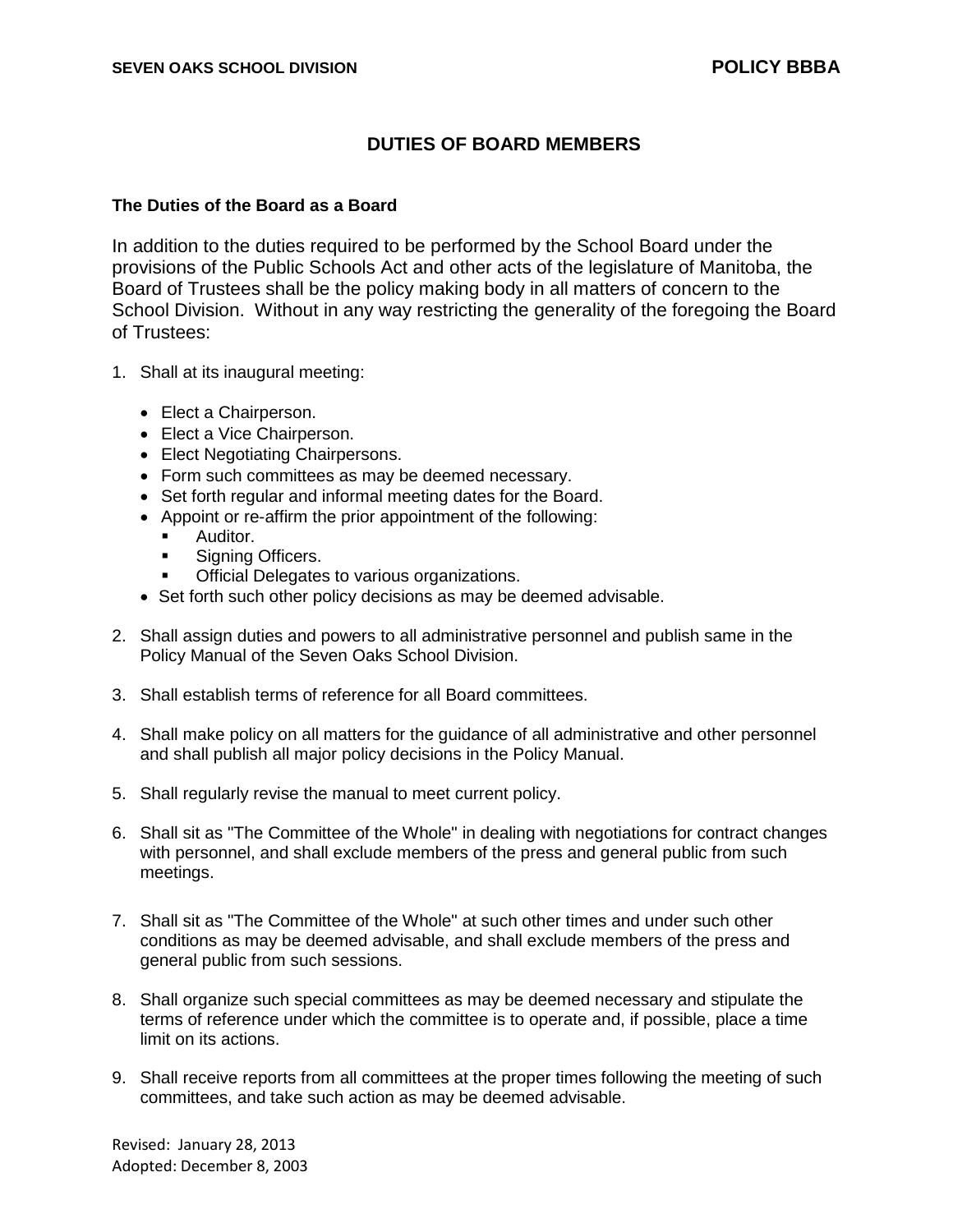**SEVEN OAKS SCHOOL DIVISION** **POLICY BBBA**

# DUTIES OF BOARD MEMBERS

### The Duties of the Board as a Board

In addition to the duties required to be performed by the School Board under the provisions of the Public Schools Act and other acts of the legislature of Manitoba, the Board of Trustees shall be the policy making body in all matters of concern to the School Division. Without in any way restricting the generality of the foregoing the Board of Trustees:

1. Shall at its inaugural meeting:
   - Elect a Chairperson.
   - Elect a Vice Chairperson.
   - Elect Negotiating Chairpersons.
   - Form such committees as may be deemed necessary.
   - Set forth regular and informal meeting dates for the Board.
   - Appoint or re-affirm the prior appointment of the following:
     - Auditor.
     - Signing Officers.
     - Official Delegates to various organizations.
   - Set forth such other policy decisions as may be deemed advisable.

2. Shall assign duties and powers to all administrative personnel and publish same in the Policy Manual of the Seven Oaks School Division.

3. Shall establish terms of reference for all Board committees.

4. Shall make policy on all matters for the guidance of all administrative and other personnel and shall publish all major policy decisions in the Policy Manual.

5. Shall regularly revise the manual to meet current policy.

6. Shall sit as "The Committee of the Whole" in dealing with negotiations for contract changes with personnel, and shall exclude members of the press and general public from such meetings.

7. Shall sit as "The Committee of the Whole" at such other times and under such other conditions as may be deemed advisable, and shall exclude members of the press and general public from such sessions.

8. Shall organize such special committees as may be deemed necessary and stipulate the terms of reference under which the committee is to operate and, if possible, place a time limit on its actions.

9. Shall receive reports from all committees at the proper times following the meeting of such committees, and take such action as may be deemed advisable.

Revised: January 28, 2013
Adopted: December 8, 2003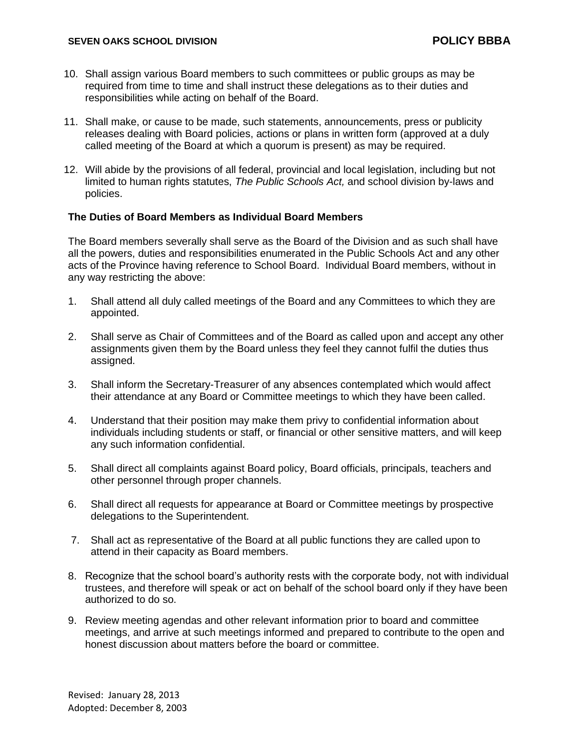10. Shall assign various Board members to such committees or public groups as may be required from time to time and shall instruct these delegations as to their duties and responsibilities while acting on behalf of the Board.

11. Shall make, or cause to be made, such statements, announcements, press or publicity releases dealing with Board policies, actions or plans in written form (approved at a duly called meeting of the Board at which a quorum is present) as may be required.

12. Will abide by the provisions of all federal, provincial and local legislation, including but not limited to human rights statutes, *The Public Schools Act,* and school division by-laws and policies.

**The Duties of Board Members as Individual Board Members**

The Board members severally shall serve as the Board of the Division and as such shall have all the powers, duties and responsibilities enumerated in the Public Schools Act and any other acts of the Province having reference to School Board. Individual Board members, without in any way restricting the above:

1. Shall attend all duly called meetings of the Board and any Committees to which they are appointed.

2. Shall serve as Chair of Committees and of the Board as called upon and accept any other assignments given them by the Board unless they feel they cannot fulfil the duties thus assigned.

3. Shall inform the Secretary-Treasurer of any absences contemplated which would affect their attendance at any Board or Committee meetings to which they have been called.

4. Understand that their position may make them privy to confidential information about individuals including students or staff, or financial or other sensitive matters, and will keep any such information confidential.

5. Shall direct all complaints against Board policy, Board officials, principals, teachers and other personnel through proper channels.

6. Shall direct all requests for appearance at Board or Committee meetings by prospective delegations to the Superintendent.

7. Shall act as representative of the Board at all public functions they are called upon to attend in their capacity as Board members.

8. Recognize that the school board's authority rests with the corporate body, not with individual trustees, and therefore will speak or act on behalf of the school board only if they have been authorized to do so.

9. Review meeting agendas and other relevant information prior to board and committee meetings, and arrive at such meetings informed and prepared to contribute to the open and honest discussion about matters before the board or committee.

Revised: January 28, 2013
Adopted: December 8, 2003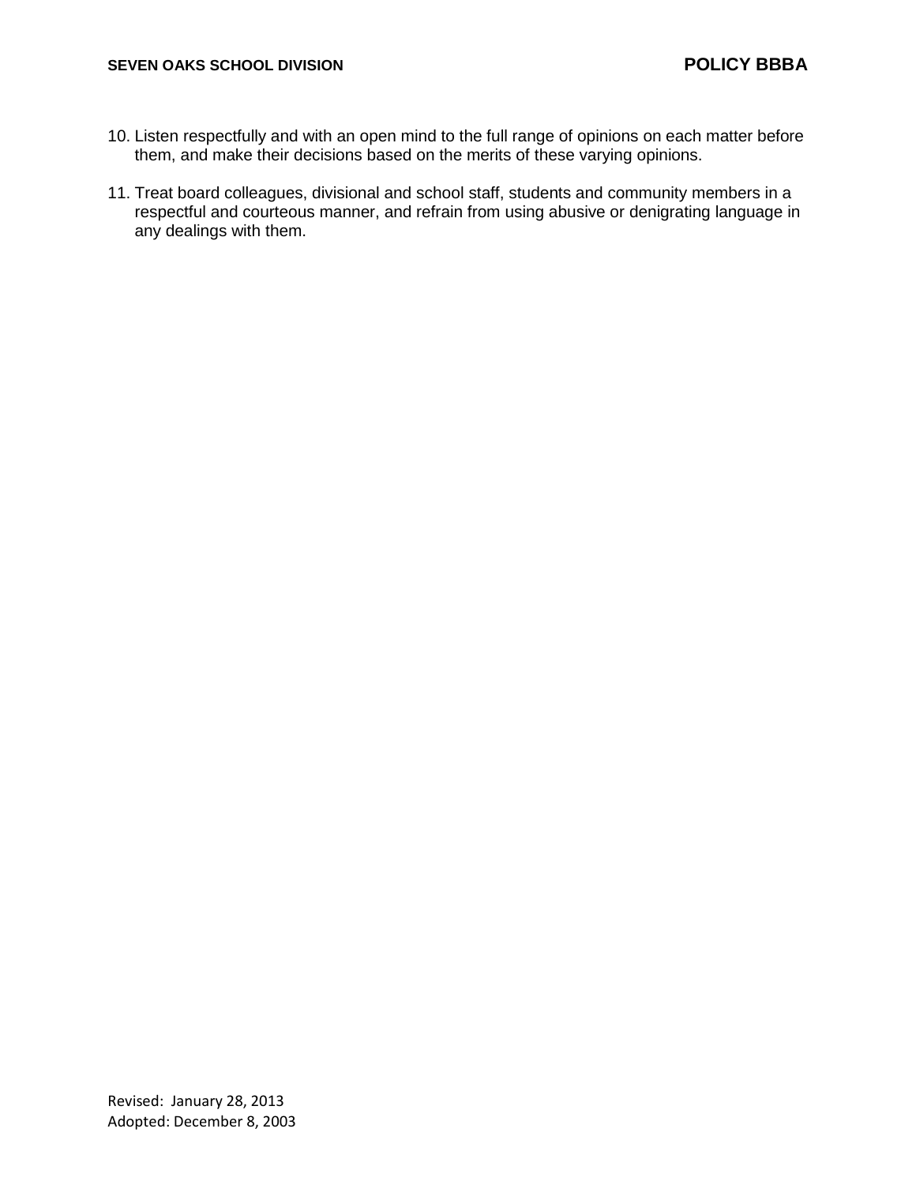10. Listen respectfully and with an open mind to the full range of opinions on each matter before them, and make their decisions based on the merits of these varying opinions.

11. Treat board colleagues, divisional and school staff, students and community members in a respectful and courteous manner, and refrain from using abusive or denigrating language in any dealings with them.

Revised: January 28, 2013
Adopted: December 8, 2003